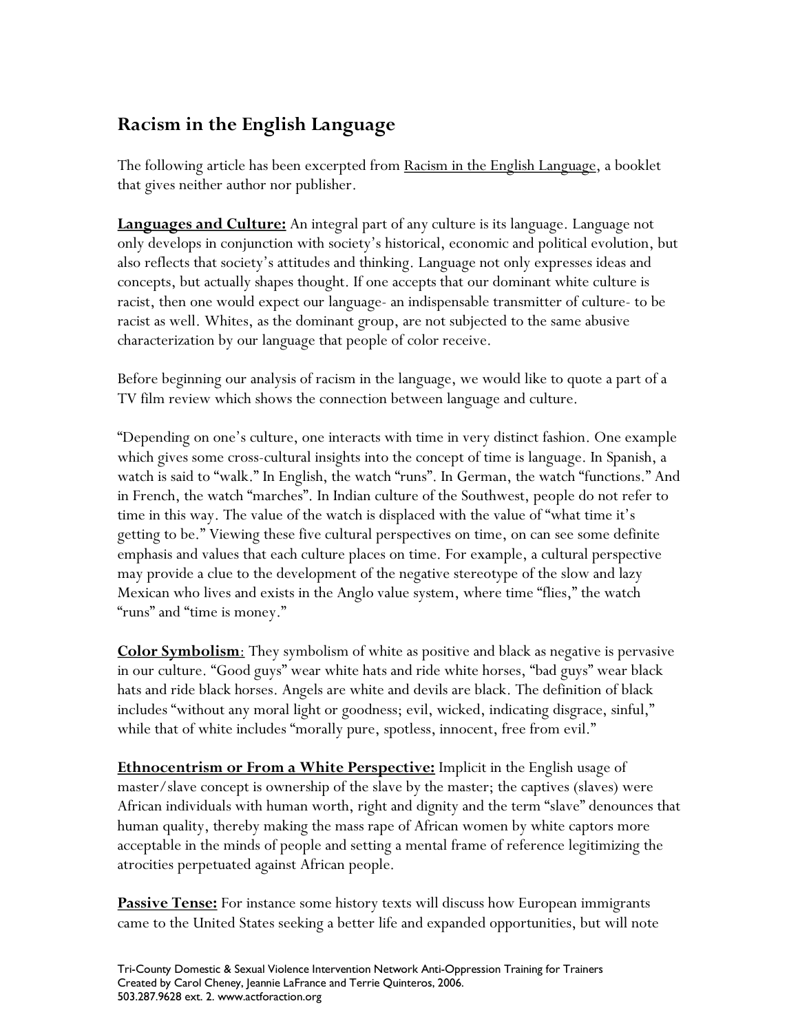## Racism in the English Language

The following article has been excerpted from Racism in the English Language, a booklet that gives neither author nor publisher.

**Languages and Culture:** An integral part of any culture is its language. Language not only develops in conjunction with society's historical, economic and political evolution, but also reflects that society's attitudes and thinking. Language not only expresses ideas and concepts, but actually shapes thought. If one accepts that our dominant white culture is racist, then one would expect our language- an indispensable transmitter of culture- to be racist as well. Whites, as the dominant group, are not subjected to the same abusive characterization by our language that people of color receive.

Before beginning our analysis of racism in the language, we would like to quote a part of a TV film review which shows the connection between language and culture.

"Depending on one's culture, one interacts with time in very distinct fashion. One example which gives some cross-cultural insights into the concept of time is language. In Spanish, a watch is said to "walk." In English, the watch "runs". In German, the watch "functions." And in French, the watch "marches". In Indian culture of the Southwest, people do not refer to time in this way. The value of the watch is displaced with the value of "what time it's getting to be." Viewing these five cultural perspectives on time, on can see some definite emphasis and values that each culture places on time. For example, a cultural perspective may provide a clue to the development of the negative stereotype of the slow and lazy Mexican who lives and exists in the Anglo value system, where time "flies," the watch "runs" and "time is money."

**Color Symbolism**: They symbolism of white as positive and black as negative is pervasive in our culture. "Good guys" wear white hats and ride white horses, "bad guys" wear black hats and ride black horses. Angels are white and devils are black. The definition of black includes "without any moral light or goodness; evil, wicked, indicating disgrace, sinful," while that of white includes "morally pure, spotless, innocent, free from evil."

**Ethnocentrism or From a White Perspective:** Implicit in the English usage of master/slave concept is ownership of the slave by the master; the captives (slaves) were African individuals with human worth, right and dignity and the term "slave" denounces that human quality, thereby making the mass rape of African women by white captors more acceptable in the minds of people and setting a mental frame of reference legitimizing the atrocities perpetuated against African people.

**Passive Tense:** For instance some history texts will discuss how European immigrants came to the United States seeking a better life and expanded opportunities, but will note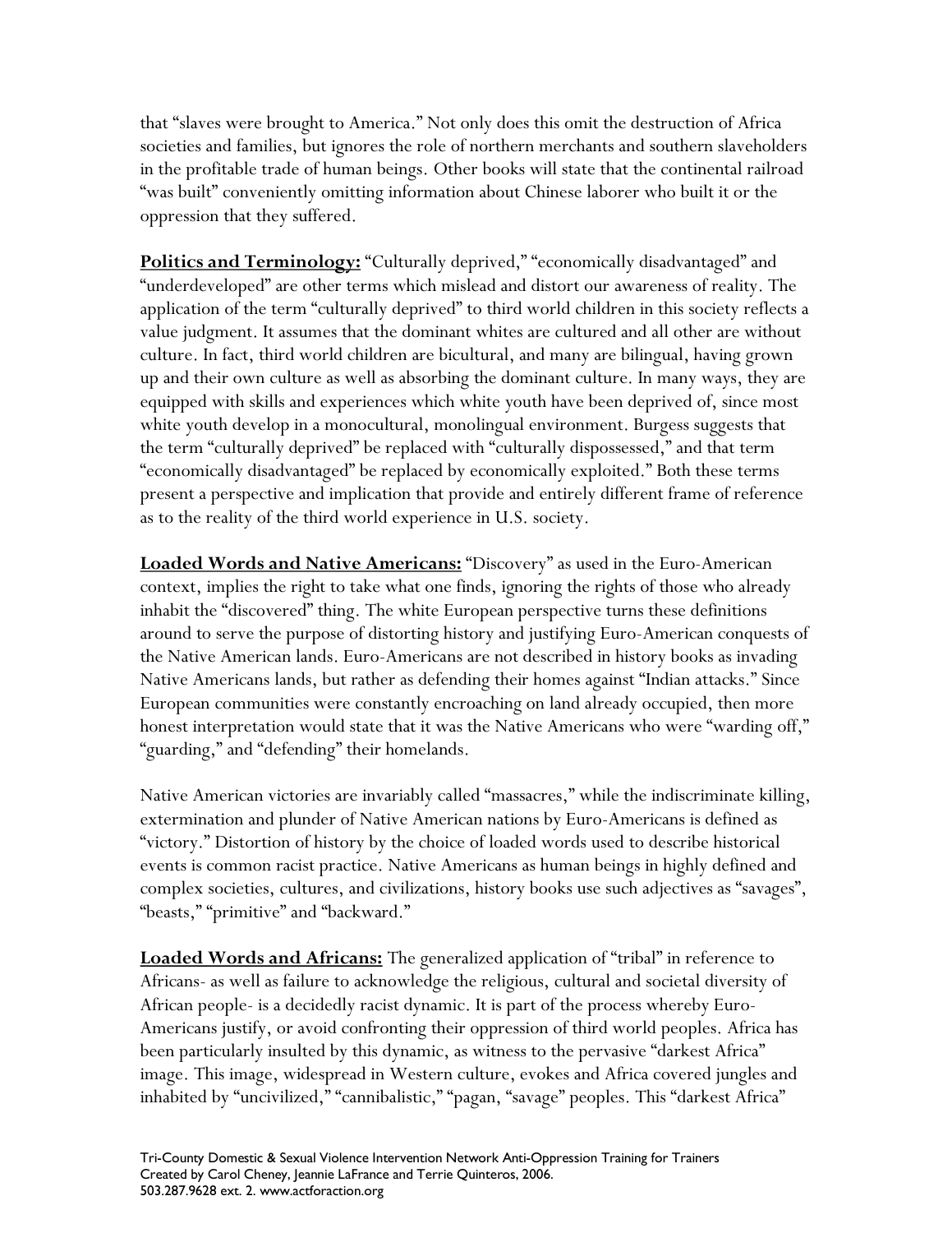that "slaves were brought to America." Not only does this omit the destruction of Africa societies and families, but ignores the role of northern merchants and southern slaveholders in the profitable trade of human beings. Other books will state that the continental railroad "was built" conveniently omitting information about Chinese laborer who built it or the oppression that they suffered.

**Politics and Terminology:** "Culturally deprived," "economically disadvantaged" and "underdeveloped" are other terms which mislead and distort our awareness of reality. The application of the term "culturally deprived" to third world children in this society reflects a value judgment. It assumes that the dominant whites are cultured and all other are without culture. In fact, third world children are bicultural, and many are bilingual, having grown up and their own culture as well as absorbing the dominant culture. In many ways, they are equipped with skills and experiences which white youth have been deprived of, since most white youth develop in a monocultural, monolingual environment. Burgess suggests that the term "culturally deprived" be replaced with "culturally dispossessed," and that term "economically disadvantaged" be replaced by economically exploited." Both these terms present a perspective and implication that provide and entirely different frame of reference as to the reality of the third world experience in U.S. society.

**Loaded Words and Native Americans:** "Discovery" as used in the Euro-American context, implies the right to take what one finds, ignoring the rights of those who already inhabit the "discovered" thing. The white European perspective turns these definitions around to serve the purpose of distorting history and justifying Euro-American conquests of the Native American lands. Euro-Americans are not described in history books as invading Native Americans lands, but rather as defending their homes against "Indian attacks." Since European communities were constantly encroaching on land already occupied, then more honest interpretation would state that it was the Native Americans who were "warding off," "guarding," and "defending" their homelands.

Native American victories are invariably called "massacres," while the indiscriminate killing, extermination and plunder of Native American nations by Euro-Americans is defined as "victory." Distortion of history by the choice of loaded words used to describe historical events is common racist practice. Native Americans as human beings in highly defined and complex societies, cultures, and civilizations, history books use such adjectives as "savages", "beasts," "primitive" and "backward."

**Loaded Words and Africans:** The generalized application of "tribal" in reference to Africans- as well as failure to acknowledge the religious, cultural and societal diversity of African people- is a decidedly racist dynamic. It is part of the process whereby Euro-Americans justify, or avoid confronting their oppression of third world peoples. Africa has been particularly insulted by this dynamic, as witness to the pervasive "darkest Africa" image. This image, widespread in Western culture, evokes and Africa covered jungles and inhabited by "uncivilized," "cannibalistic," "pagan, "savage" peoples. This "darkest Africa"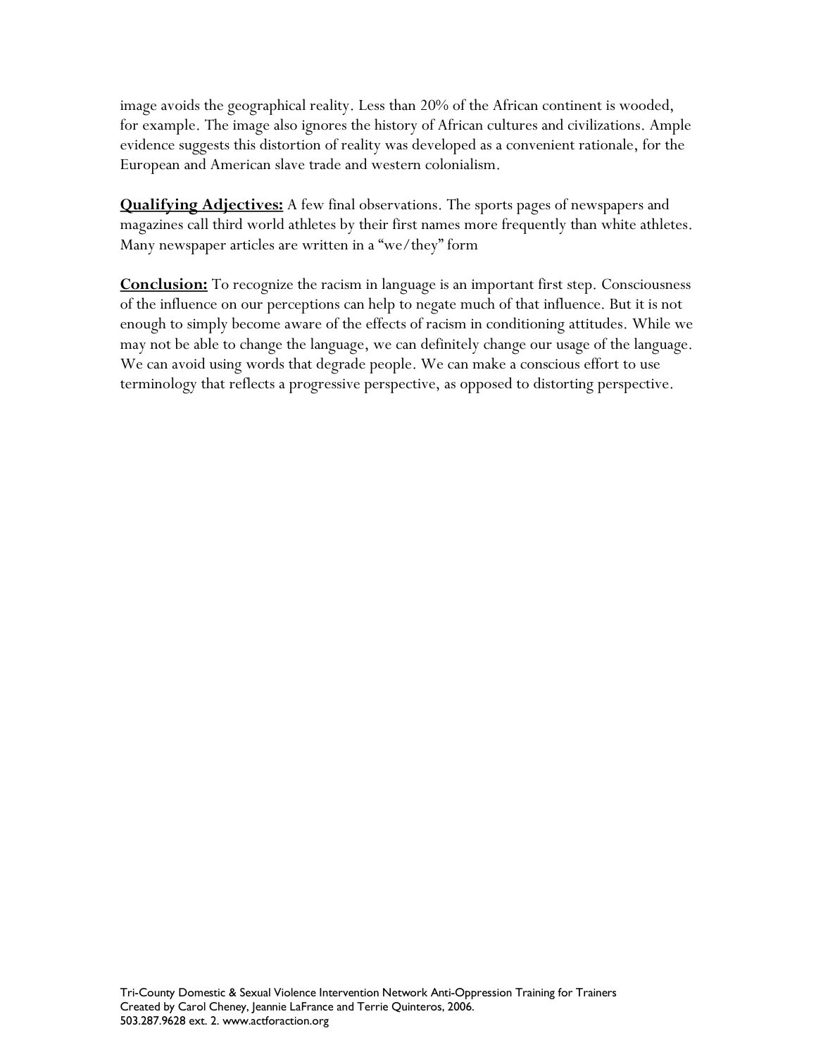image avoids the geographical reality. Less than 20% of the African continent is wooded, for example. The image also ignores the history of African cultures and civilizations. Ample evidence suggests this distortion of reality was developed as a convenient rationale, for the European and American slave trade and western colonialism.

**Qualifying Adjectives:** A few final observations. The sports pages of newspapers and magazines call third world athletes by their first names more frequently than white athletes. Many newspaper articles are written in a "we/they" form

**Conclusion:** To recognize the racism in language is an important first step. Consciousness of the influence on our perceptions can help to negate much of that influence. But it is not enough to simply become aware of the effects of racism in conditioning attitudes. While we may not be able to change the language, we can definitely change our usage of the language. We can avoid using words that degrade people. We can make a conscious effort to use terminology that reflects a progressive perspective, as opposed to distorting perspective.